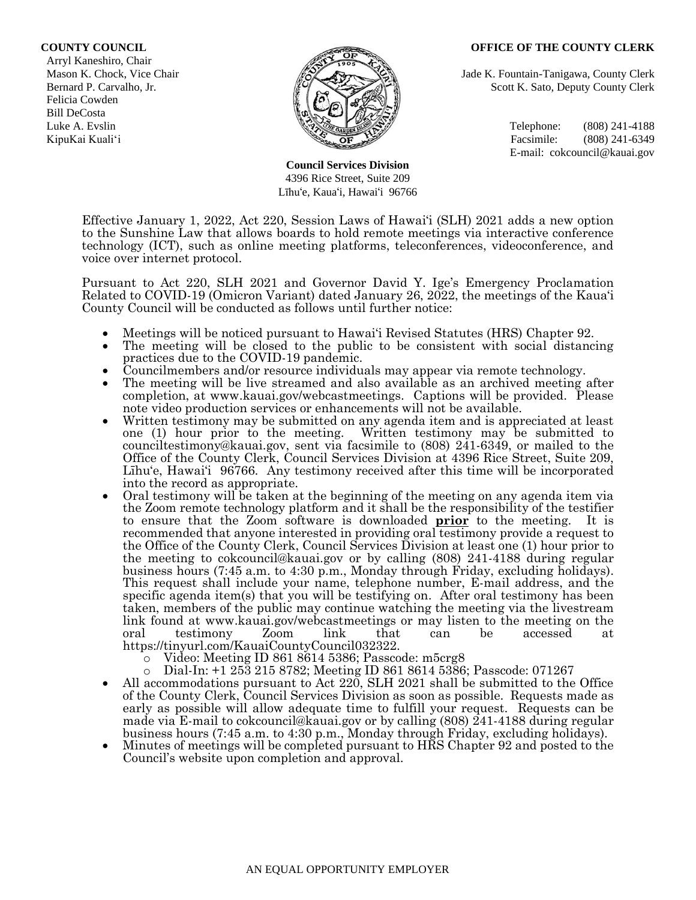**COUNTY COUNCIL**
Arryl Kaneshiro, Chair
Mason K. Chock, Vice Chair
Bernard P. Carvalho, Jr.
Felicia Cowden
Bill DeCosta
Luke A. Evslin
KipuKai Kuali'i

**OFFICE OF THE COUNTY CLERK**
Jade K. Fountain-Tanigawa, County Clerk
Scott K. Sato, Deputy County Clerk

Telephone: (808) 241-4188
Facsimile: (808) 241-6349
E-mail: cokcouncil@kauai.gov

**Council Services Division**
4396 Rice Street, Suite 209
Līhu'e, Kaua'i, Hawai'i 96766

Effective January 1, 2022, Act 220, Session Laws of Hawai'i (SLH) 2021 adds a new option to the Sunshine Law that allows boards to hold remote meetings via interactive conference technology (ICT), such as online meeting platforms, teleconferences, videoconference, and voice over internet protocol.

Pursuant to Act 220, SLH 2021 and Governor David Y. Ige's Emergency Proclamation Related to COVID-19 (Omicron Variant) dated January 26, 2022, the meetings of the Kaua'i County Council will be conducted as follows until further notice:

- Meetings will be noticed pursuant to Hawai'i Revised Statutes (HRS) Chapter 92.
- The meeting will be closed to the public to be consistent with social distancing practices due to the COVID-19 pandemic.
- Councilmembers and/or resource individuals may appear via remote technology.
- The meeting will be live streamed and also available as an archived meeting after completion, at www.kauai.gov/webcastmeetings. Captions will be provided. Please note video production services or enhancements will not be available.
- Written testimony may be submitted on any agenda item and is appreciated at least one (1) hour prior to the meeting. Written testimony may be submitted to counciltestimony@kauai.gov, sent via facsimile to (808) 241-6349, or mailed to the Office of the County Clerk, Council Services Division at 4396 Rice Street, Suite 209, Līhu'e, Hawai'i 96766. Any testimony received after this time will be incorporated into the record as appropriate.
- Oral testimony will be taken at the beginning of the meeting on any agenda item via the Zoom remote technology platform and it shall be the responsibility of the testifier to ensure that the Zoom software is downloaded **prior** to the meeting. It is recommended that anyone interested in providing oral testimony provide a request to the Office of the County Clerk, Council Services Division at least one (1) hour prior to the meeting to cokcouncil@kauai.gov or by calling (808) 241-4188 during regular business hours (7:45 a.m. to 4:30 p.m., Monday through Friday, excluding holidays). This request shall include your name, telephone number, E-mail address, and the specific agenda item(s) that you will be testifying on. After oral testimony has been taken, members of the public may continue watching the meeting via the livestream link found at www.kauai.gov/webcastmeetings or may listen to the meeting on the oral testimony Zoom link that can be accessed at https://tinyurl.com/KauaiCountyCouncil032322.
    - Video: Meeting ID 861 8614 5386; Passcode: m5crg8
    - Dial-In: +1 253 215 8782; Meeting ID 861 8614 5386; Passcode: 071267
- All accommodations pursuant to Act 220, SLH 2021 shall be submitted to the Office of the County Clerk, Council Services Division as soon as possible. Requests made as early as possible will allow adequate time to fulfill your request. Requests can be made via E-mail to cokcouncil@kauai.gov or by calling (808) 241-4188 during regular business hours (7:45 a.m. to 4:30 p.m., Monday through Friday, excluding holidays).
- Minutes of meetings will be completed pursuant to HRS Chapter 92 and posted to the Council's website upon completion and approval.

AN EQUAL OPPORTUNITY EMPLOYER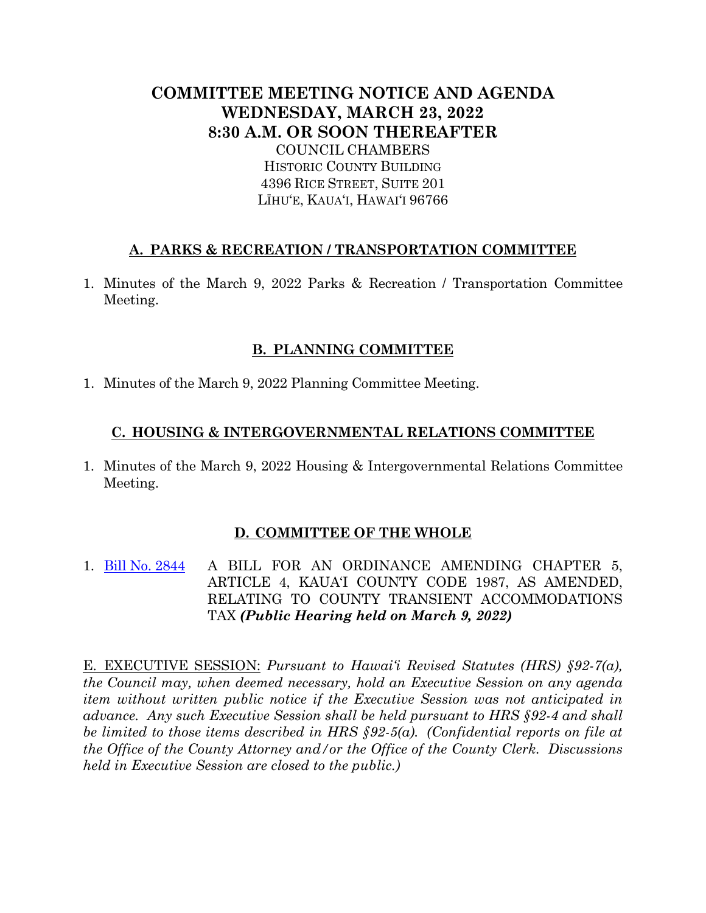# COMMITTEE MEETING NOTICE AND AGENDA
# WEDNESDAY, MARCH 23, 2022
# 8:30 A.M. OR SOON THEREAFTER

COUNCIL CHAMBERS
HISTORIC COUNTY BUILDING
4396 RICE STREET, SUITE 201
LĪHUʻE, KAUAʻI, HAWAIʻI 96766

## A. PARKS & RECREATION / TRANSPORTATION COMMITTEE

1. Minutes of the March 9, 2022 Parks & Recreation / Transportation Committee Meeting.

## B. PLANNING COMMITTEE

1. Minutes of the March 9, 2022 Planning Committee Meeting.

## C. HOUSING & INTERGOVERNMENTAL RELATIONS COMMITTEE

1. Minutes of the March 9, 2022 Housing & Intergovernmental Relations Committee Meeting.

## D. COMMITTEE OF THE WHOLE

1. Bill No. 2844 A BILL FOR AN ORDINANCE AMENDING CHAPTER 5, ARTICLE 4, KAUAʻI COUNTY CODE 1987, AS AMENDED, RELATING TO COUNTY TRANSIENT ACCOMMODATIONS TAX ***(Public Hearing held on March 9, 2022)***

E. EXECUTIVE SESSION: *Pursuant to Hawaiʻi Revised Statutes (HRS) §92-7(a), the Council may, when deemed necessary, hold an Executive Session on any agenda item without written public notice if the Executive Session was not anticipated in advance. Any such Executive Session shall be held pursuant to HRS §92-4 and shall be limited to those items described in HRS §92-5(a). (Confidential reports on file at the Office of the County Attorney and/or the Office of the County Clerk. Discussions held in Executive Session are closed to the public.)*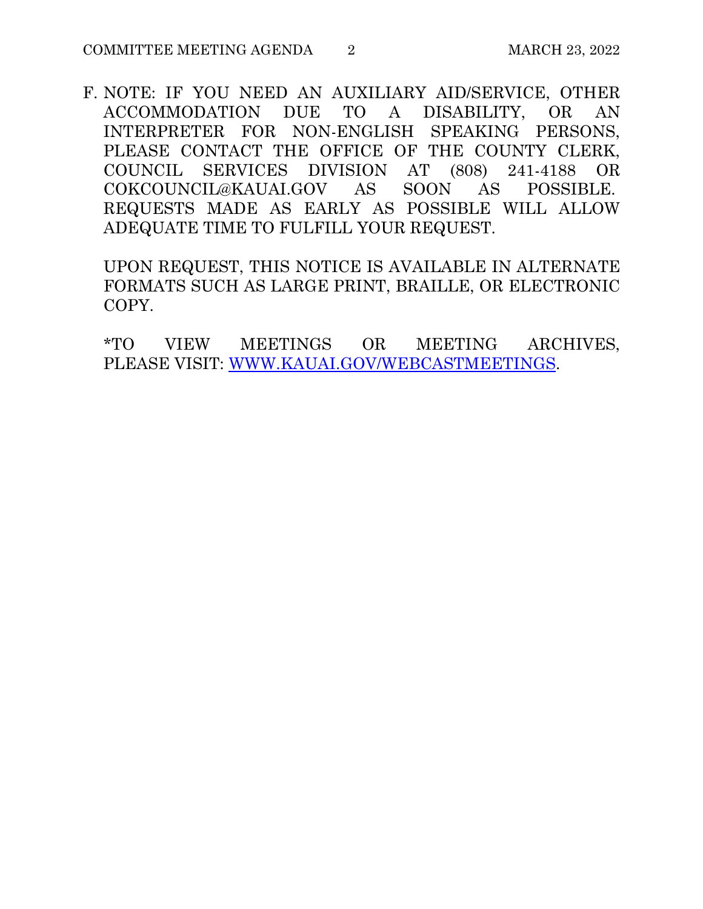F. NOTE: IF YOU NEED AN AUXILIARY AID/SERVICE, OTHER ACCOMMODATION DUE TO A DISABILITY, OR AN INTERPRETER FOR NON-ENGLISH SPEAKING PERSONS, PLEASE CONTACT THE OFFICE OF THE COUNTY CLERK, COUNCIL SERVICES DIVISION AT (808) 241-4188 OR COKCOUNCIL@KAUAI.GOV AS SOON AS POSSIBLE. REQUESTS MADE AS EARLY AS POSSIBLE WILL ALLOW ADEQUATE TIME TO FULFILL YOUR REQUEST.

UPON REQUEST, THIS NOTICE IS AVAILABLE IN ALTERNATE FORMATS SUCH AS LARGE PRINT, BRAILLE, OR ELECTRONIC COPY.

*TO VIEW MEETINGS OR MEETING ARCHIVES, PLEASE VISIT: [WWW.KAUAI.GOV/WEBCASTMEETINGS](http://WWW.KAUAI.GOV/WEBCASTMEETINGS).